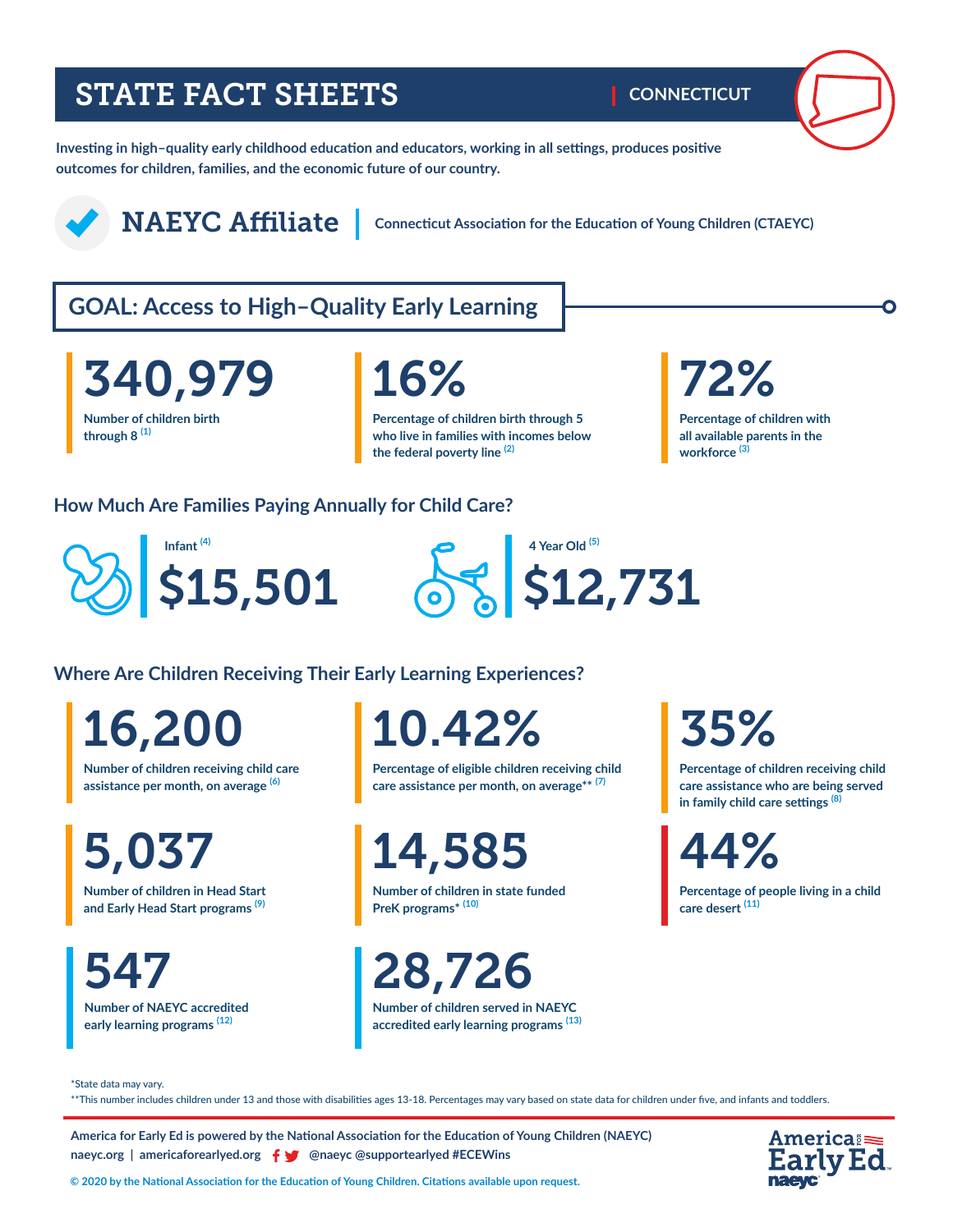# STATE FACT SHEETS | CONNECTICUT

**Investing in high–quality early childhood education and educators, working in all settings, produces positive outcomes for children, families, and the economic future of our country.**

## NAEYC Affiliate | Connecticut Association for the Education of Young Children (CTAEYC)

## GOAL: Access to High–Quality Early Learning

**340,979**
Number of children birth through 8 [(1)]

**16%**
Percentage of children birth through 5 who live in families with incomes below the federal poverty line [(2)]

**72%**
Percentage of children with all available parents in the workforce [(3)]

### How Much Are Families Paying Annually for Child Care?

Infant [(4)]
**$15,501**

4 Year Old [(5)]
**$12,731**

### Where Are Children Receiving Their Early Learning Experiences?

**16,200**
Number of children receiving child care assistance per month, on average [(6)]

**10.42%**
Percentage of eligible children receiving child care assistance per month, on average** [(7)]

**35%**
Percentage of children receiving child care assistance who are being served in family child care settings [(8)]

**5,037**
Number of children in Head Start and Early Head Start programs [(9)]

**14,585**
Number of children in state funded PreK programs* [(10)]

**44%**
Percentage of people living in a child care desert [(11)]

**547**
Number of NAEYC accredited early learning programs [(12)]

**28,726**
Number of children served in NAEYC accredited early learning programs [(13)]

*State data may vary.
**This number includes children under 13 and those with disabilities ages 13-18. Percentages may vary based on state data for children under five, and infants and toddlers.

America for Early Ed is powered by the National Association for the Education of Young Children (NAEYC)
naeyc.org | americaforearlyed.org @naeyc @supportearlyed #ECEWins

© 2020 by the National Association for the Education of Young Children. Citations available upon request.

America for Early Ed naeyc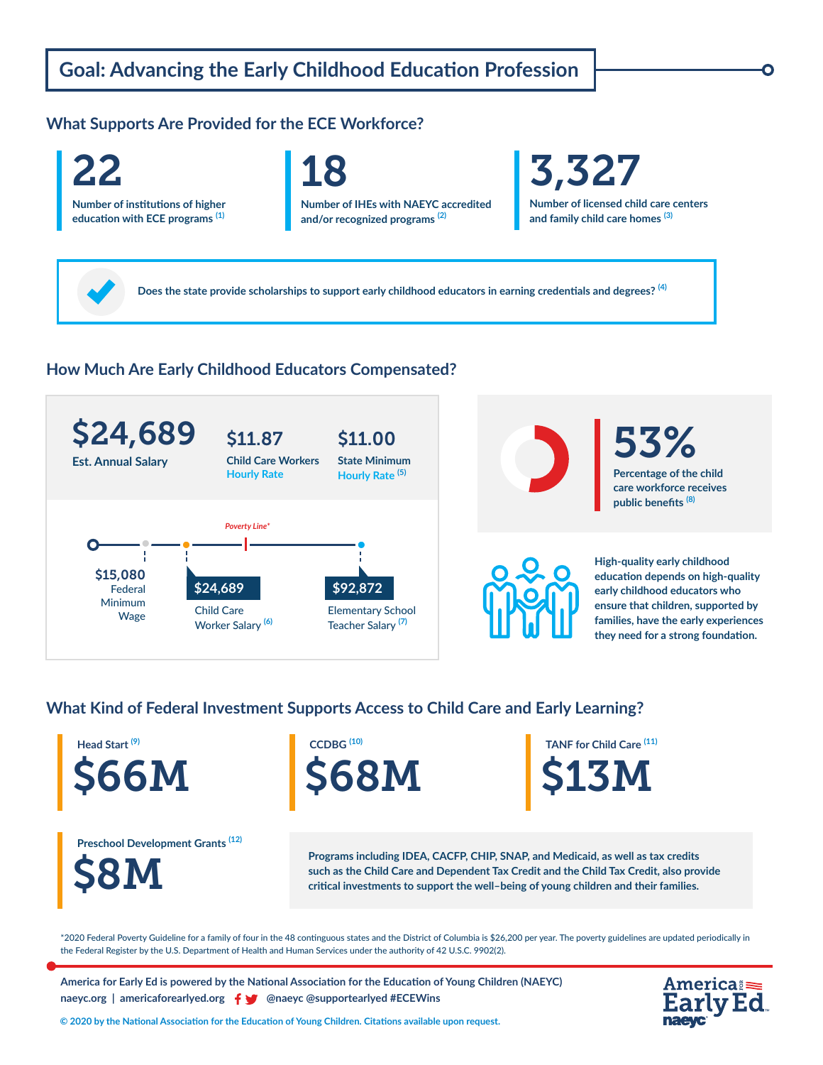# Goal: Advancing the Early Childhood Education Profession

## What Supports Are Provided for the ECE Workforce?

**22**
Number of institutions of higher education with ECE programs [1]

**18**
Number of IHEs with NAEYC accredited and/or recognized programs [2]

**3,327**
Number of licensed child care centers and family child care homes [3]

✔ Does the state provide scholarships to support early childhood educators in earning credentials and degrees? [4]

## How Much Are Early Childhood Educators Compensated?

**$24,689**
Est. Annual Salary

**$11.87**
Child Care Workers Hourly Rate

**$11.00**
State Minimum Hourly Rate [5]

Poverty Line*

$15,080
Federal Minimum Wage

$24,689
Child Care Worker Salary [6]

$92,872
Elementary School Teacher Salary [7]

**53%**
Percentage of the child care workforce receives public benefits [8]

High-quality early childhood education depends on high-quality early childhood educators who ensure that children, supported by families, have the early experiences they need for a strong foundation.

## What Kind of Federal Investment Supports Access to Child Care and Early Learning?

Head Start [9]
**$66M**

CCDBG [10]
**$68M**

TANF for Child Care [11]
**$13M**

Preschool Development Grants [12]
**$8M**

Programs including IDEA, CACFP, CHIP, SNAP, and Medicaid, as well as tax credits such as the Child Care and Dependent Tax Credit and the Child Tax Credit, also provide critical investments to support the well–being of young children and their families.

*2020 Federal Poverty Guideline for a family of four in the 48 contiguous states and the District of Columbia is $26,200 per year. The poverty guidelines are updated periodically in the Federal Register by the U.S. Department of Health and Human Services under the authority of 42 U.S.C. 9902(2).

America for Early Ed is powered by the National Association for the Education of Young Children (NAEYC)
naeyc.org | americaforearlyed.org @naeyc @supportearlyed #ECEWins

© 2020 by the National Association for the Education of Young Children. Citations available upon request.